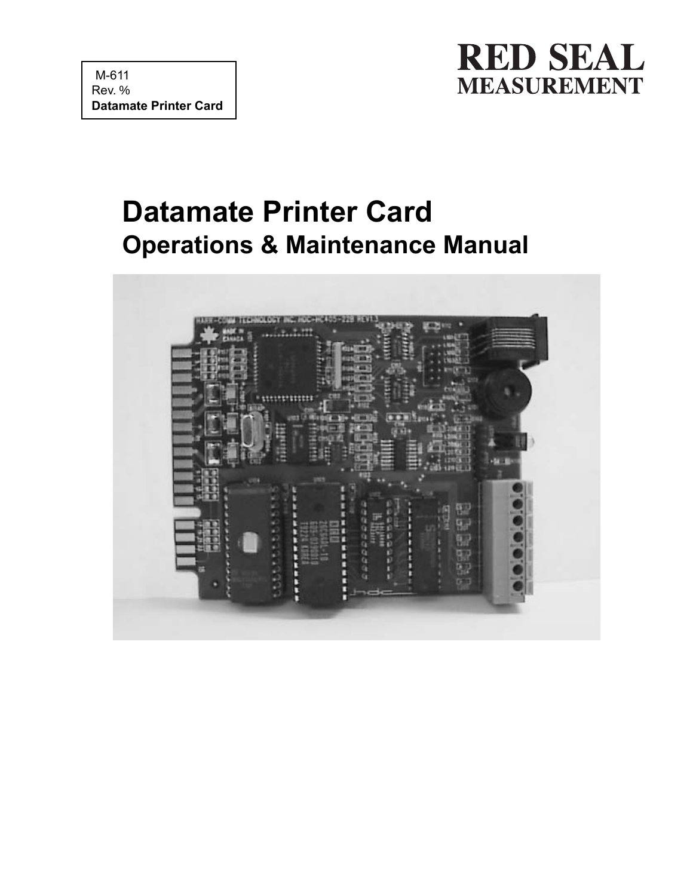M-611
Rev. %
**Datamate Printer Card**

**RED SEAL**
**MEASUREMENT**

# Datamate Printer Card
## Operations & Maintenance Manual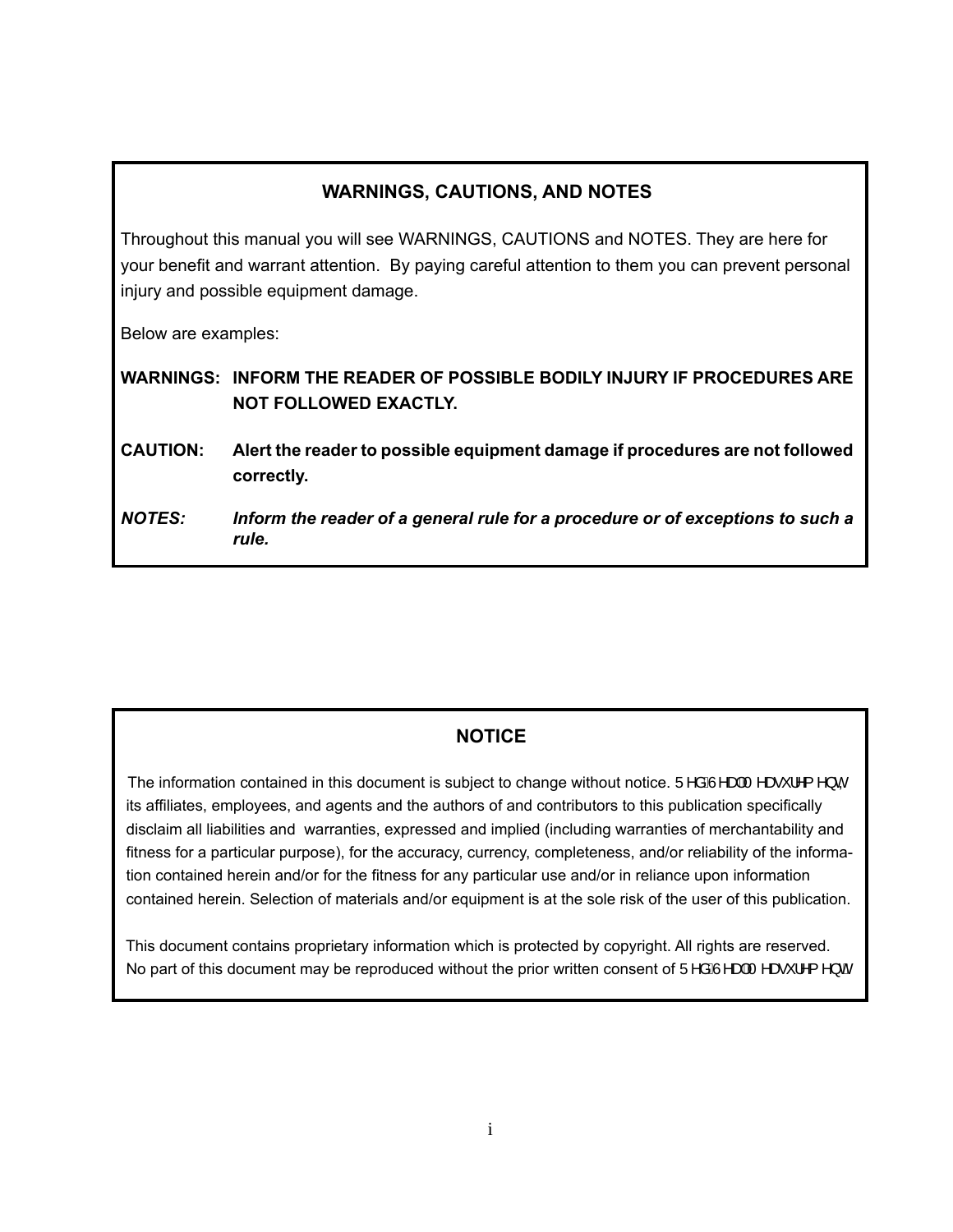## WARNINGS, CAUTIONS, AND NOTES

Throughout this manual you will see WARNINGS, CAUTIONS and NOTES. They are here for your benefit and warrant attention. By paying careful attention to them you can prevent personal injury and possible equipment damage.

Below are examples:

**WARNINGS: INFORM THE READER OF POSSIBLE BODILY INJURY IF PROCEDURES ARE NOT FOLLOWED EXACTLY.**

**CAUTION: Alert the reader to possible equipment damage if procedures are not followed correctly.**

***NOTES: Inform the reader of a general rule for a procedure or of exceptions to such a rule.***

## NOTICE

The information contained in this document is subject to change without notice. 5HG6HD00HDVXUHPHQWV its affiliates, employees, and agents and the authors of and contributors to this publication specifically disclaim all liabilities and warranties, expressed and implied (including warranties of merchantability and fitness for a particular purpose), for the accuracy, currency, completeness, and/or reliability of the information contained herein and/or for the fitness for any particular use and/or in reliance upon information contained herein. Selection of materials and/or equipment is at the sole risk of the user of this publication.

This document contains proprietary information which is protected by copyright. All rights are reserved. No part of this document may be reproduced without the prior written consent of 5HG6HD00HDVXUHPHQWV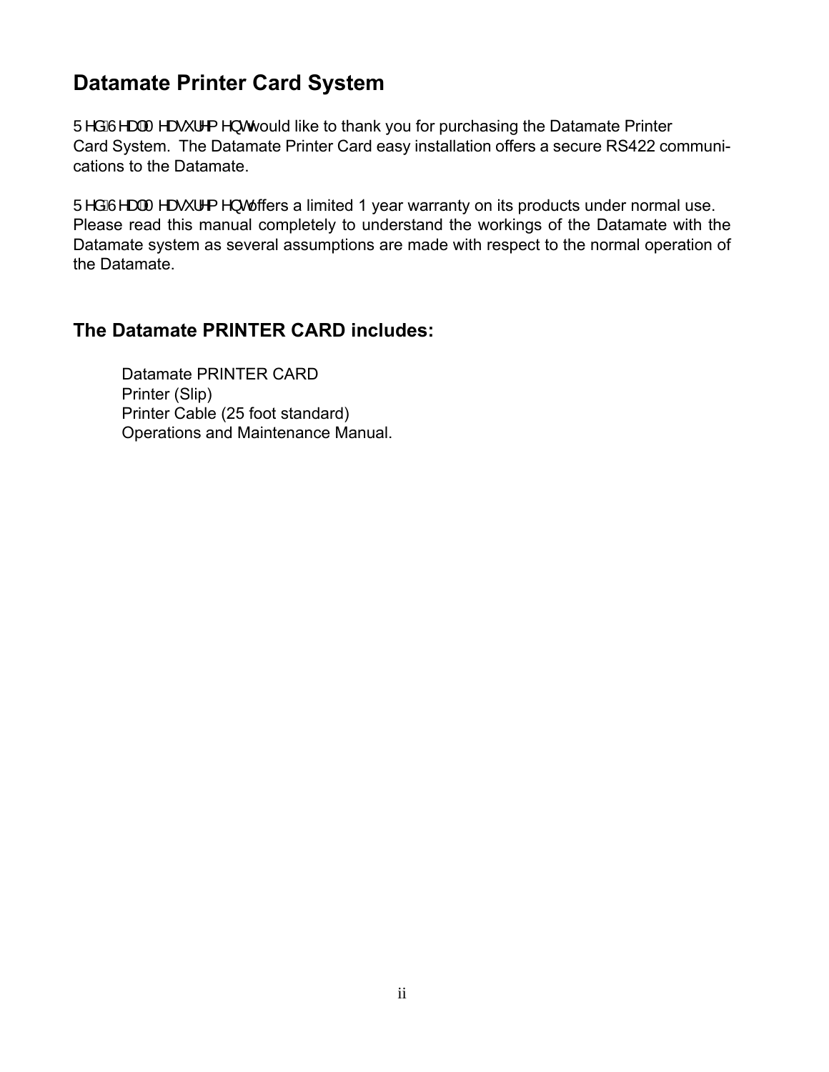# Datamate Printer Card System

5HG 6HD 0HDVXUHPHQWV would like to thank you for purchasing the Datamate Printer Card System. The Datamate Printer Card easy installation offers a secure RS422 communications to the Datamate.

5HG 6HD 0HDVXUHPHQWV offers a limited 1 year warranty on its products under normal use. Please read this manual completely to understand the workings of the Datamate with the Datamate system as several assumptions are made with respect to the normal operation of the Datamate.

## The Datamate PRINTER CARD includes:

- Datamate PRINTER CARD
- Printer (Slip)
- Printer Cable (25 foot standard)
- Operations and Maintenance Manual.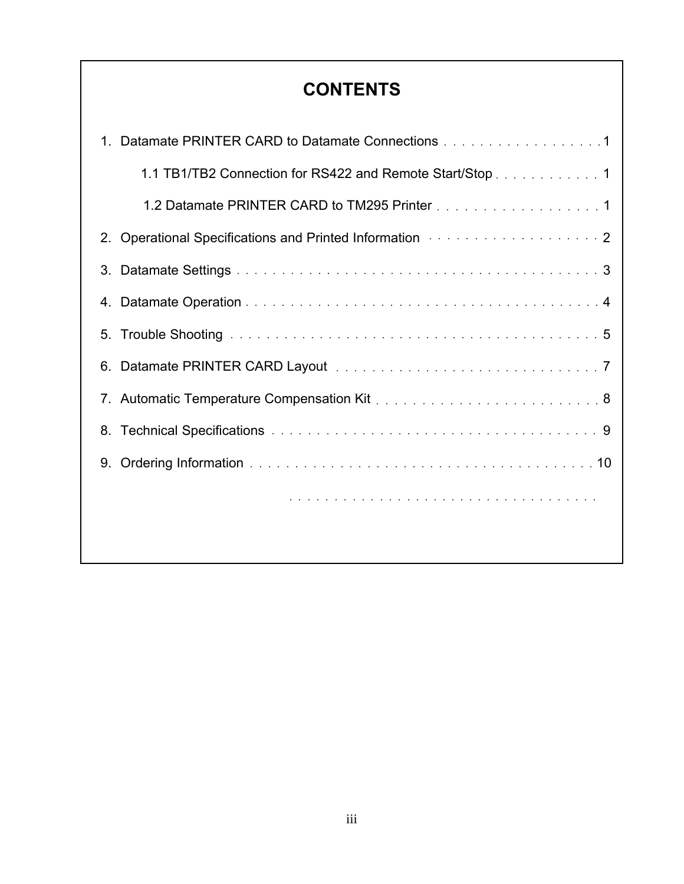# CONTENTS

1. Datamate PRINTER CARD to Datamate Connections . . . . . . . . . . . . . . . . . . 1

    1.1 TB1/TB2 Connection for RS422 and Remote Start/Stop . . . . . . . . . . . . 1

    1.2 Datamate PRINTER CARD to TM295 Printer . . . . . . . . . . . . . . . . . . 1

2. Operational Specifications and Printed Information . . . . . . . . . . . . . . . . . . . 2

3. Datamate Settings . . . . . . . . . . . . . . . . . . . . . . . . . . . . . . . . . . . . . 3

4. Datamate Operation . . . . . . . . . . . . . . . . . . . . . . . . . . . . . . . . . . . . 4

5. Trouble Shooting . . . . . . . . . . . . . . . . . . . . . . . . . . . . . . . . . . . . . 5

6. Datamate PRINTER CARD Layout . . . . . . . . . . . . . . . . . . . . . . . . . . . . 7

7. Automatic Temperature Compensation Kit . . . . . . . . . . . . . . . . . . . . . . . . 8

8. Technical Specifications . . . . . . . . . . . . . . . . . . . . . . . . . . . . . . . . . 9

9. Ordering Information . . . . . . . . . . . . . . . . . . . . . . . . . . . . . . . . . . . 10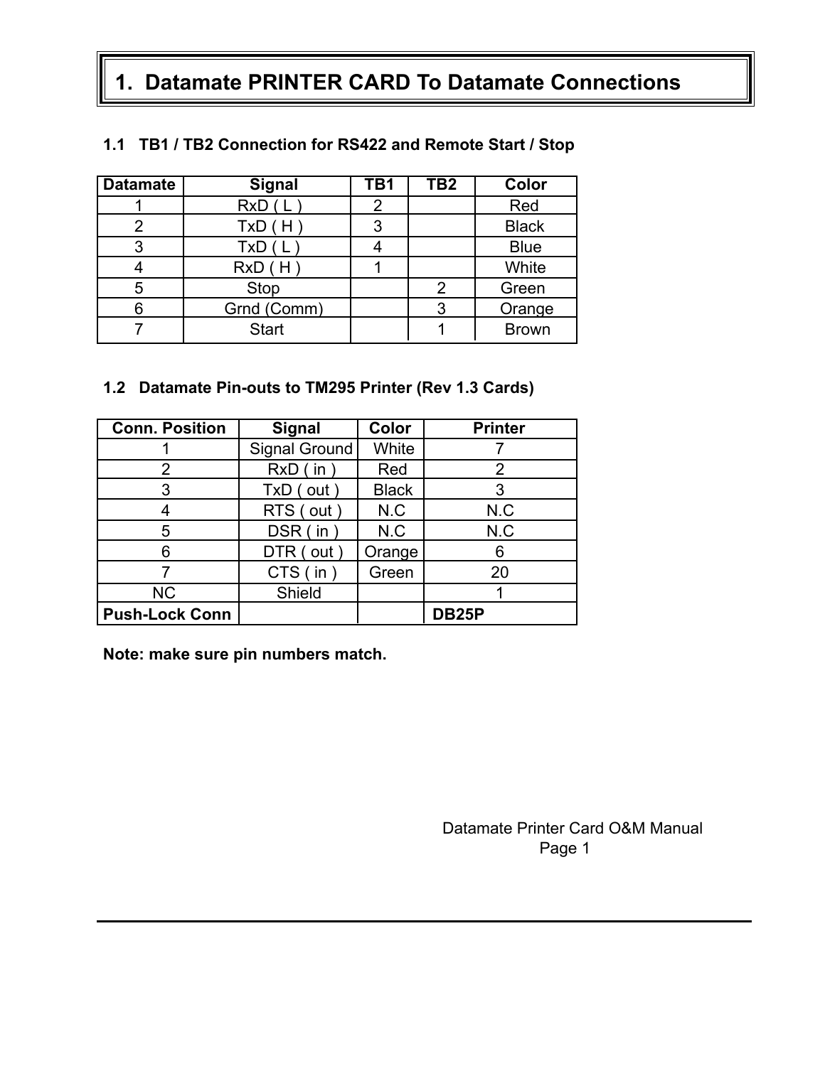# 1. Datamate PRINTER CARD To Datamate Connections

### 1.1 TB1 / TB2 Connection for RS422 and Remote Start / Stop

| Datamate | Signal | TB1 | TB2 | Color |
|---|---|---|---|---|
| 1 | RxD ( L ) | 2 | | Red |
| 2 | TxD ( H ) | 3 | | Black |
| 3 | TxD ( L ) | 4 | | Blue |
| 4 | RxD ( H ) | 1 | | White |
| 5 | Stop | | 2 | Green |
| 6 | Grnd (Comm) | | 3 | Orange |
| 7 | Start | | 1 | Brown |

### 1.2 Datamate Pin-outs to TM295 Printer (Rev 1.3 Cards)

| Conn. Position | Signal | Color | Printer |
|---|---|---|---|
| 1 | Signal Ground | White | 7 |
| 2 | RxD ( in ) | Red | 2 |
| 3 | TxD ( out ) | Black | 3 |
| 4 | RTS ( out ) | N.C | N.C |
| 5 | DSR ( in ) | N.C | N.C |
| 6 | DTR ( out ) | Orange | 6 |
| 7 | CTS ( in ) | Green | 20 |
| NC | Shield | | 1 |
| **Push-Lock Conn** | | | **DB25P** |

**Note: make sure pin numbers match.**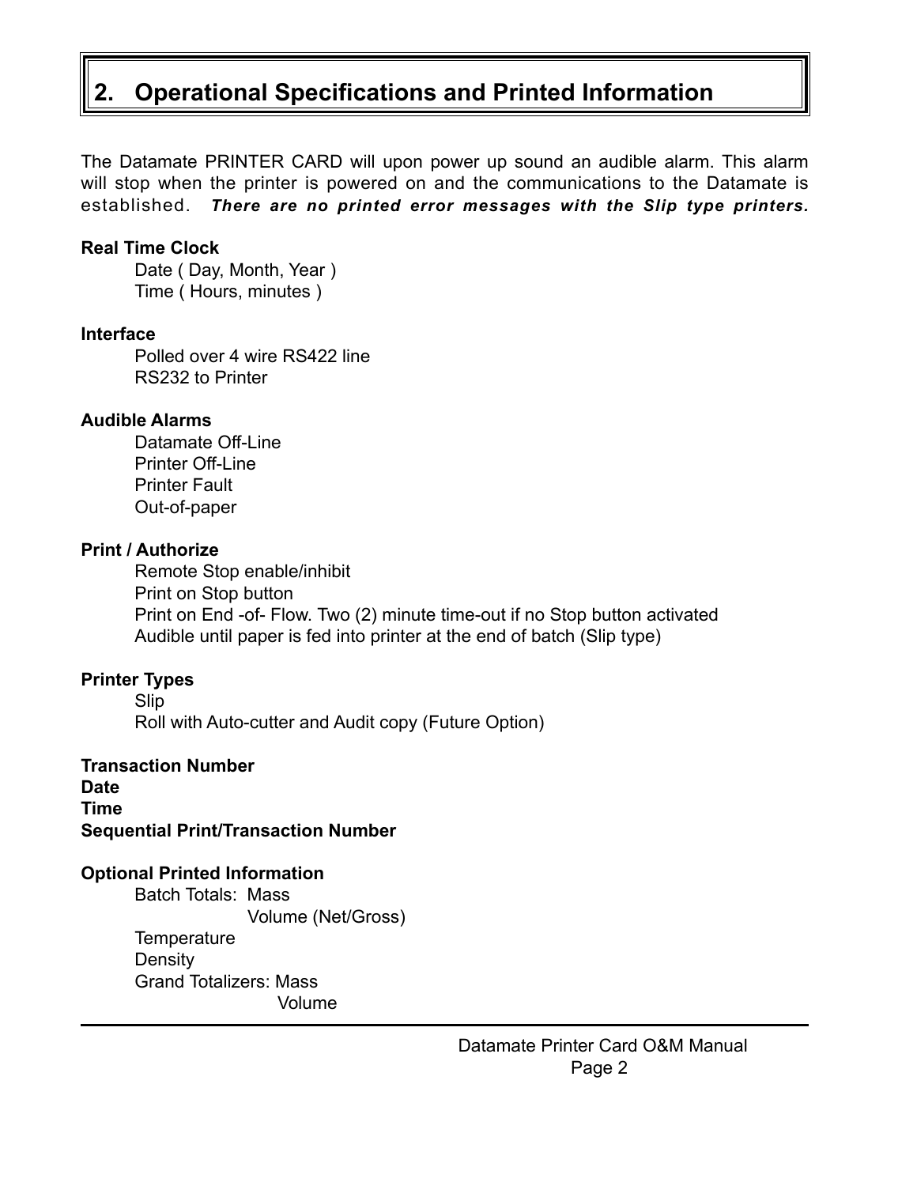## 2. Operational Specifications and Printed Information

The Datamate PRINTER CARD will upon power up sound an audible alarm. This alarm will stop when the printer is powered on and the communications to the Datamate is established. ***There are no printed error messages with the Slip type printers.***

**Real Time Clock**

Date ( Day, Month, Year )
Time ( Hours, minutes )

**Interface**

Polled over 4 wire RS422 line
RS232 to Printer

**Audible Alarms**

Datamate Off-Line
Printer Off-Line
Printer Fault
Out-of-paper

**Print / Authorize**

Remote Stop enable/inhibit
Print on Stop button
Print on End -of- Flow. Two (2) minute time-out if no Stop button activated
Audible until paper is fed into printer at the end of batch (Slip type)

**Printer Types**

Slip
Roll with Auto-cutter and Audit copy (Future Option)

**Transaction Number**
**Date**
**Time**
**Sequential Print/Transaction Number**

**Optional Printed Information**

Batch Totals: Mass
Volume (Net/Gross)
Temperature
Density
Grand Totalizers: Mass
Volume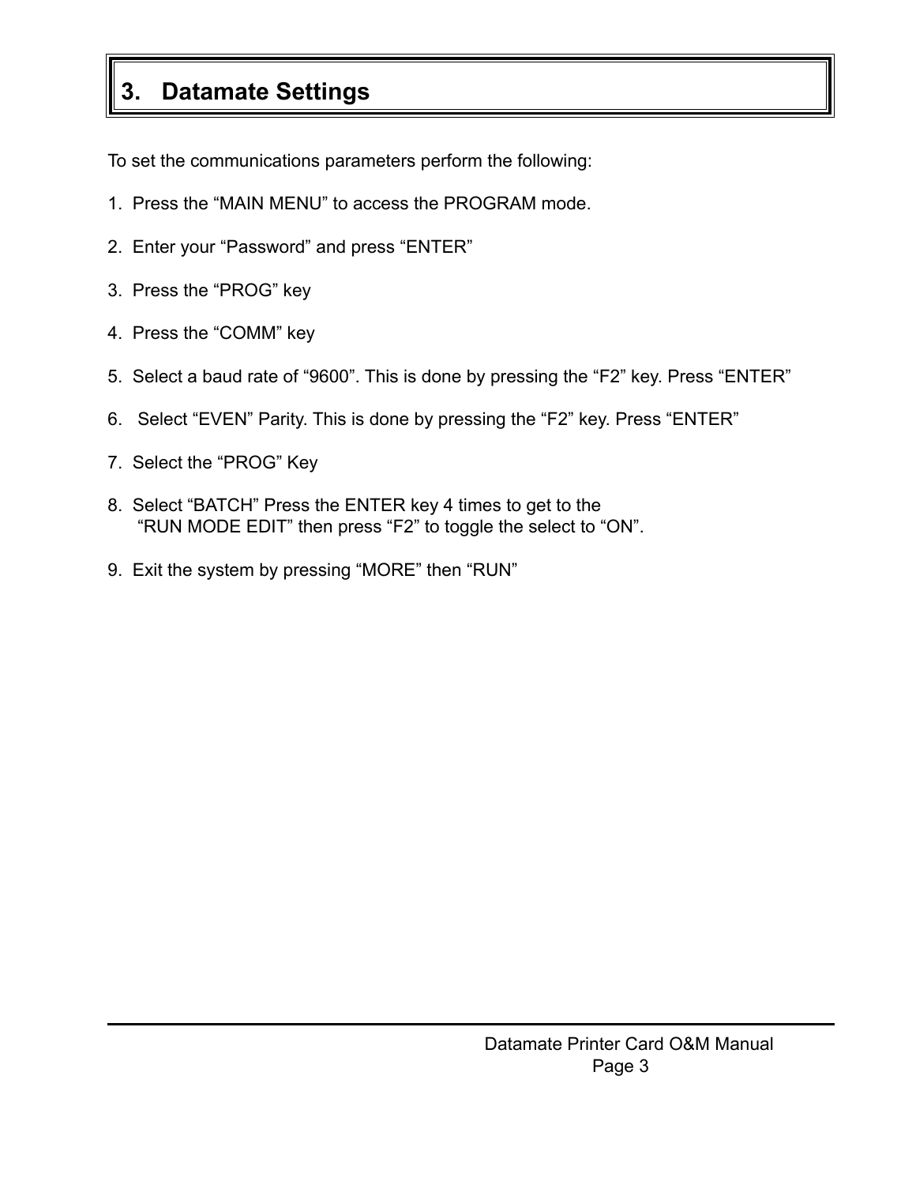## 3. Datamate Settings

To set the communications parameters perform the following:

1. Press the “MAIN MENU” to access the PROGRAM mode.

2. Enter your “Password” and press “ENTER”

3. Press the “PROG” key

4. Press the “COMM” key

5. Select a baud rate of “9600”. This is done by pressing the “F2” key. Press “ENTER”

6. Select “EVEN” Parity. This is done by pressing the “F2” key. Press “ENTER”

7. Select the “PROG” Key

8. Select “BATCH” Press the ENTER key 4 times to get to the
   “RUN MODE EDIT” then press “F2” to toggle the select to “ON”.

9. Exit the system by pressing “MORE” then “RUN”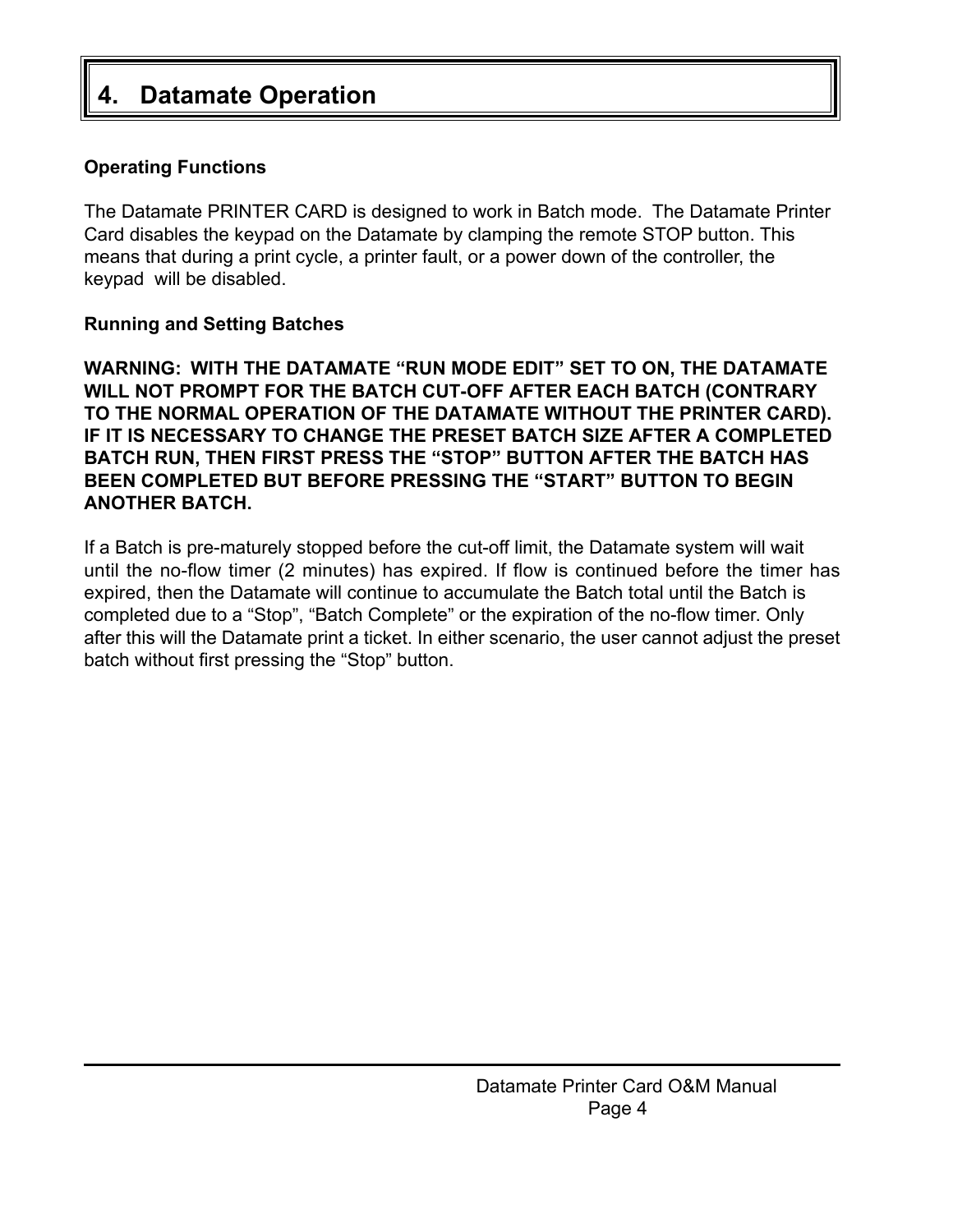# 4. Datamate Operation

**Operating Functions**

The Datamate PRINTER CARD is designed to work in Batch mode. The Datamate Printer Card disables the keypad on the Datamate by clamping the remote STOP button. This means that during a print cycle, a printer fault, or a power down of the controller, the keypad will be disabled.

**Running and Setting Batches**

**WARNING: WITH THE DATAMATE "RUN MODE EDIT" SET TO ON, THE DATAMATE WILL NOT PROMPT FOR THE BATCH CUT-OFF AFTER EACH BATCH (CONTRARY TO THE NORMAL OPERATION OF THE DATAMATE WITHOUT THE PRINTER CARD). IF IT IS NECESSARY TO CHANGE THE PRESET BATCH SIZE AFTER A COMPLETED BATCH RUN, THEN FIRST PRESS THE "STOP" BUTTON AFTER THE BATCH HAS BEEN COMPLETED BUT BEFORE PRESSING THE "START" BUTTON TO BEGIN ANOTHER BATCH.**

If a Batch is pre-maturely stopped before the cut-off limit, the Datamate system will wait until the no-flow timer (2 minutes) has expired. If flow is continued before the timer has expired, then the Datamate will continue to accumulate the Batch total until the Batch is completed due to a "Stop", "Batch Complete" or the expiration of the no-flow timer. Only after this will the Datamate print a ticket. In either scenario, the user cannot adjust the preset batch without first pressing the "Stop" button.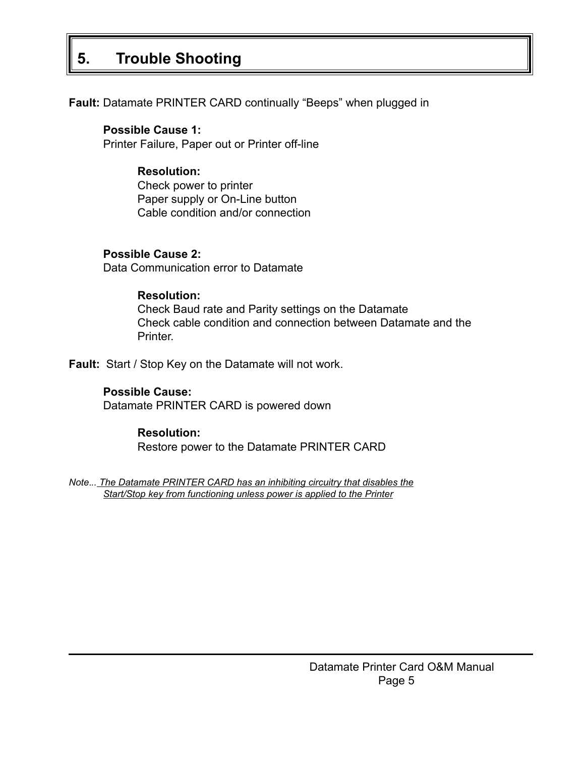# 5. Trouble Shooting

**Fault:** Datamate PRINTER CARD continually “Beeps” when plugged in

**Possible Cause 1:**
Printer Failure, Paper out or Printer off-line

**Resolution:**
Check power to printer
Paper supply or On-Line button
Cable condition and/or connection

**Possible Cause 2:**
Data Communication error to Datamate

**Resolution:**
Check Baud rate and Parity settings on the Datamate
Check cable condition and connection between Datamate and the Printer.

**Fault:** Start / Stop Key on the Datamate will not work.

**Possible Cause:**
Datamate PRINTER CARD is powered down

**Resolution:**
Restore power to the Datamate PRINTER CARD

*Note... The Datamate PRINTER CARD has an inhibiting circuitry that disables the Start/Stop key from functioning unless power is applied to the Printer*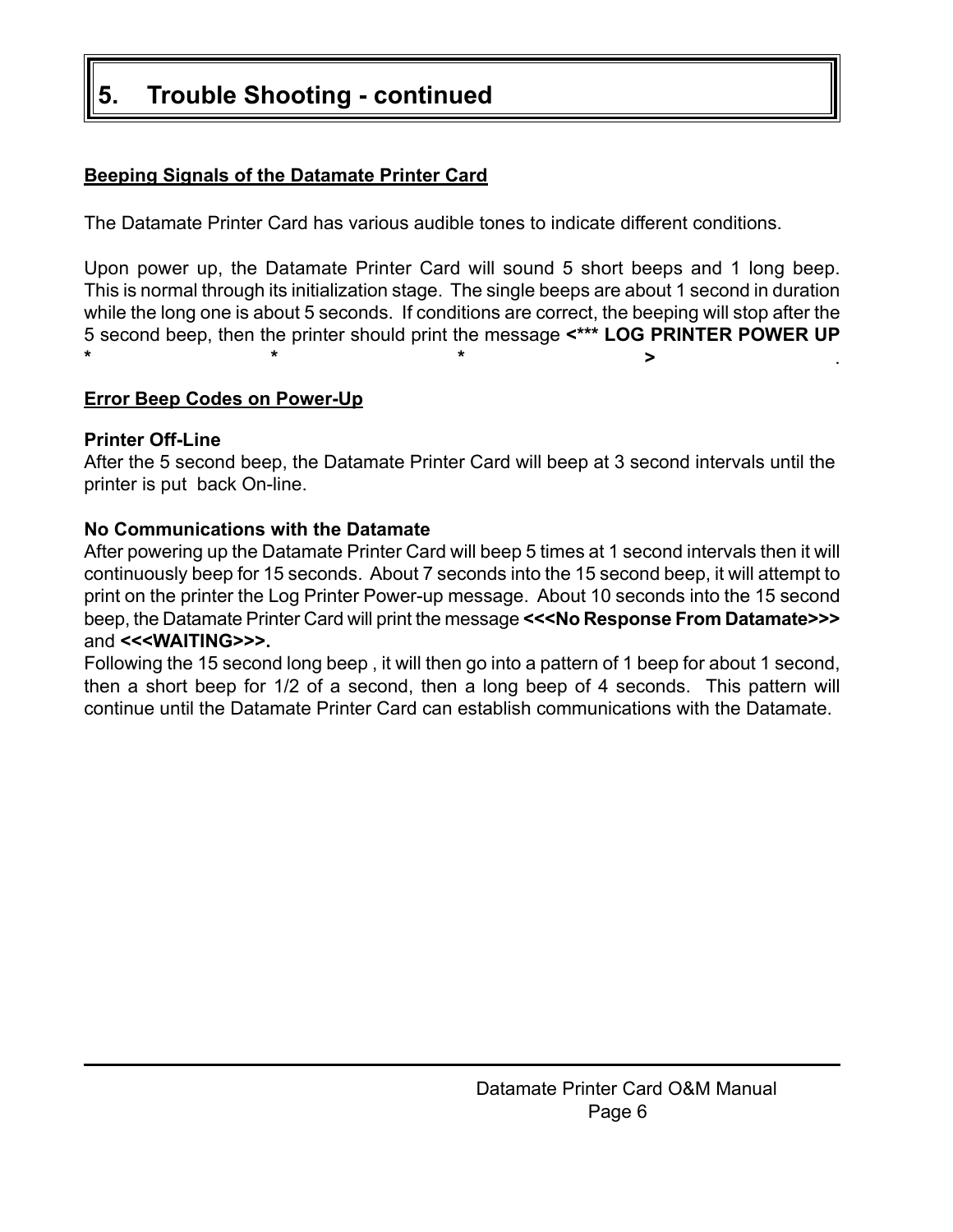# 5. Trouble Shooting - continued

**Beeping Signals of the Datamate Printer Card**

The Datamate Printer Card has various audible tones to indicate different conditions.

Upon power up, the Datamate Printer Card will sound 5 short beeps and 1 long beep. This is normal through its initialization stage. The single beeps are about 1 second in duration while the long one is about 5 seconds. If conditions are correct, the beeping will stop after the 5 second beep, then the printer should print the message **<\*\*\* LOG PRINTER POWER UP \* \* \* >** .

**Error Beep Codes on Power-Up**

**Printer Off-Line**
After the 5 second beep, the Datamate Printer Card will beep at 3 second intervals until the printer is put back On-line.

**No Communications with the Datamate**
After powering up the Datamate Printer Card will beep 5 times at 1 second intervals then it will continuously beep for 15 seconds. About 7 seconds into the 15 second beep, it will attempt to print on the printer the Log Printer Power-up message. About 10 seconds into the 15 second beep, the Datamate Printer Card will print the message **<<<No Response From Datamate>>>** and **<<<WAITING>>>.**
Following the 15 second long beep , it will then go into a pattern of 1 beep for about 1 second, then a short beep for 1/2 of a second, then a long beep of 4 seconds. This pattern will continue until the Datamate Printer Card can establish communications with the Datamate.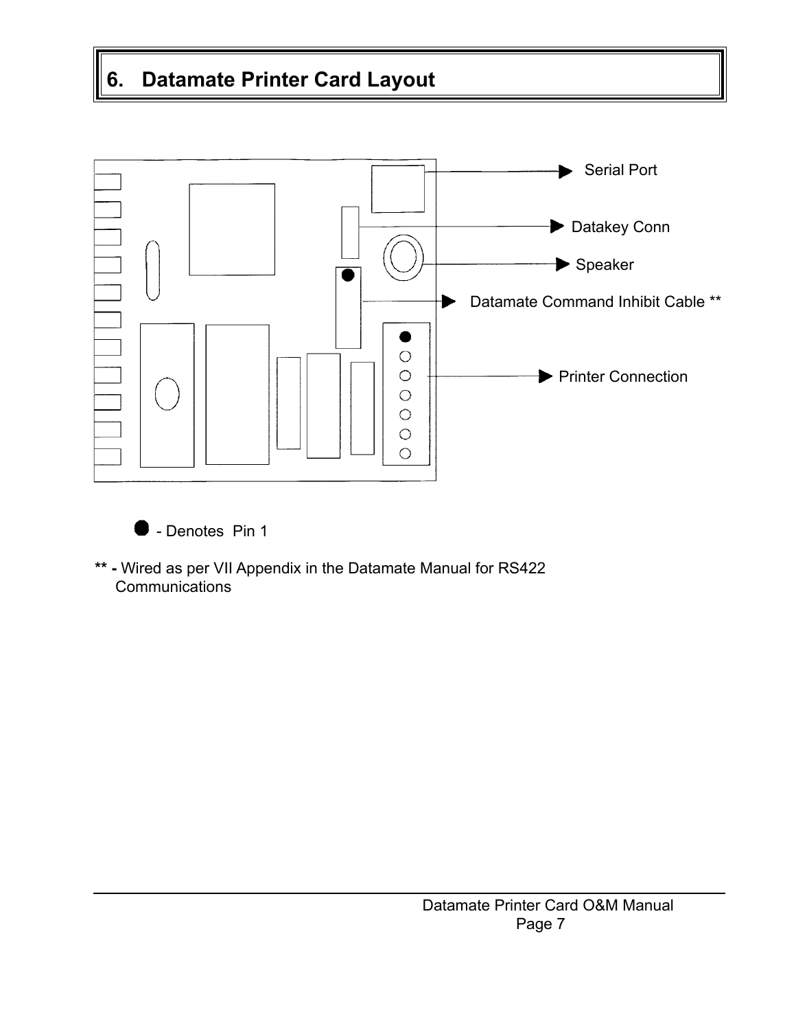# 6. Datamate Printer Card Layout

Serial Port

Datakey Conn

Speaker

Datamate Command Inhibit Cable **

Printer Connection

● - Denotes Pin 1

**** -** Wired as per VII Appendix in the Datamate Manual for RS422 Communications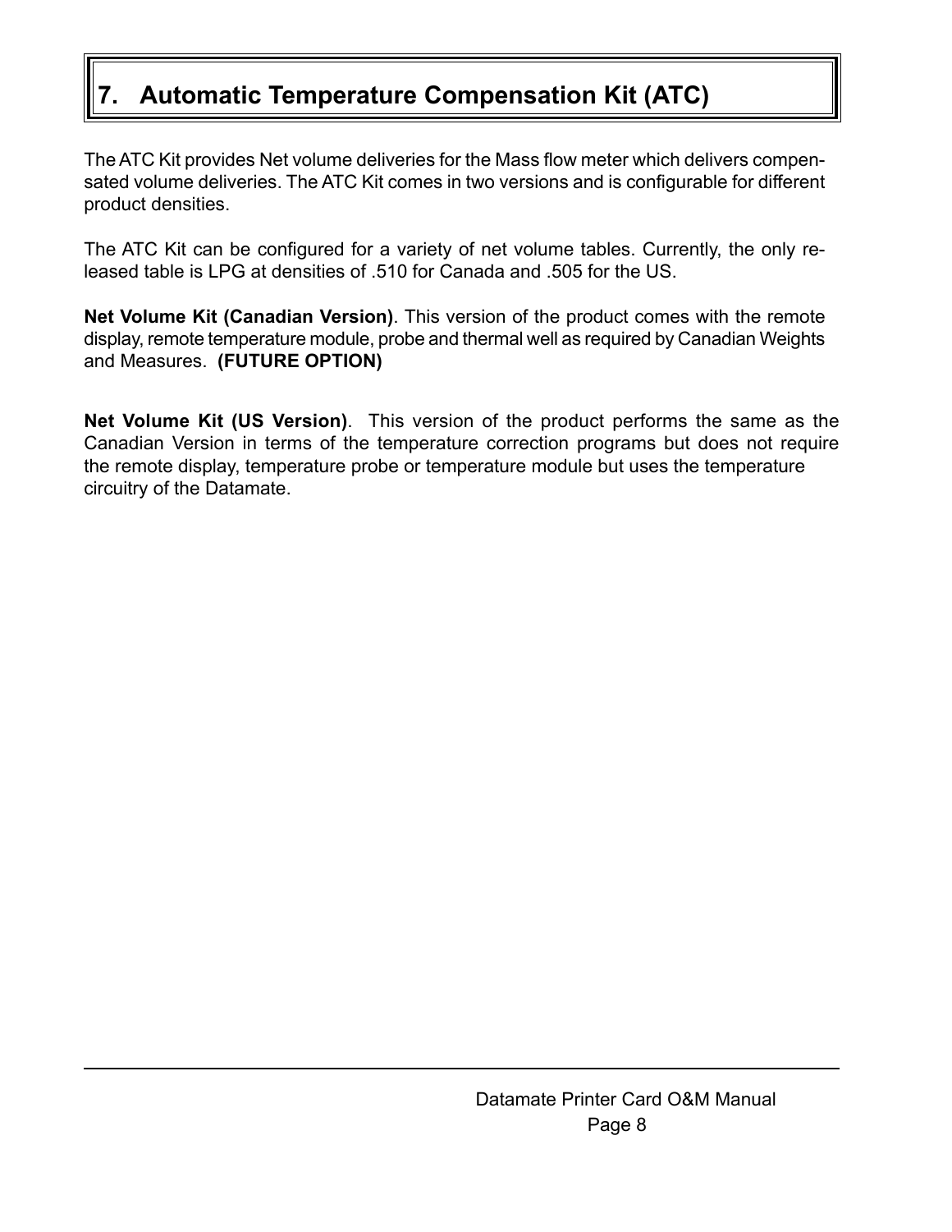# 7. Automatic Temperature Compensation Kit (ATC)

The ATC Kit provides Net volume deliveries for the Mass flow meter which delivers compensated volume deliveries. The ATC Kit comes in two versions and is configurable for different product densities.

The ATC Kit can be configured for a variety of net volume tables. Currently, the only released table is LPG at densities of .510 for Canada and .505 for the US.

**Net Volume Kit (Canadian Version)**. This version of the product comes with the remote display, remote temperature module, probe and thermal well as required by Canadian Weights and Measures. **(FUTURE OPTION)**

**Net Volume Kit (US Version)**. This version of the product performs the same as the Canadian Version in terms of the temperature correction programs but does not require the remote display, temperature probe or temperature module but uses the temperature circuitry of the Datamate.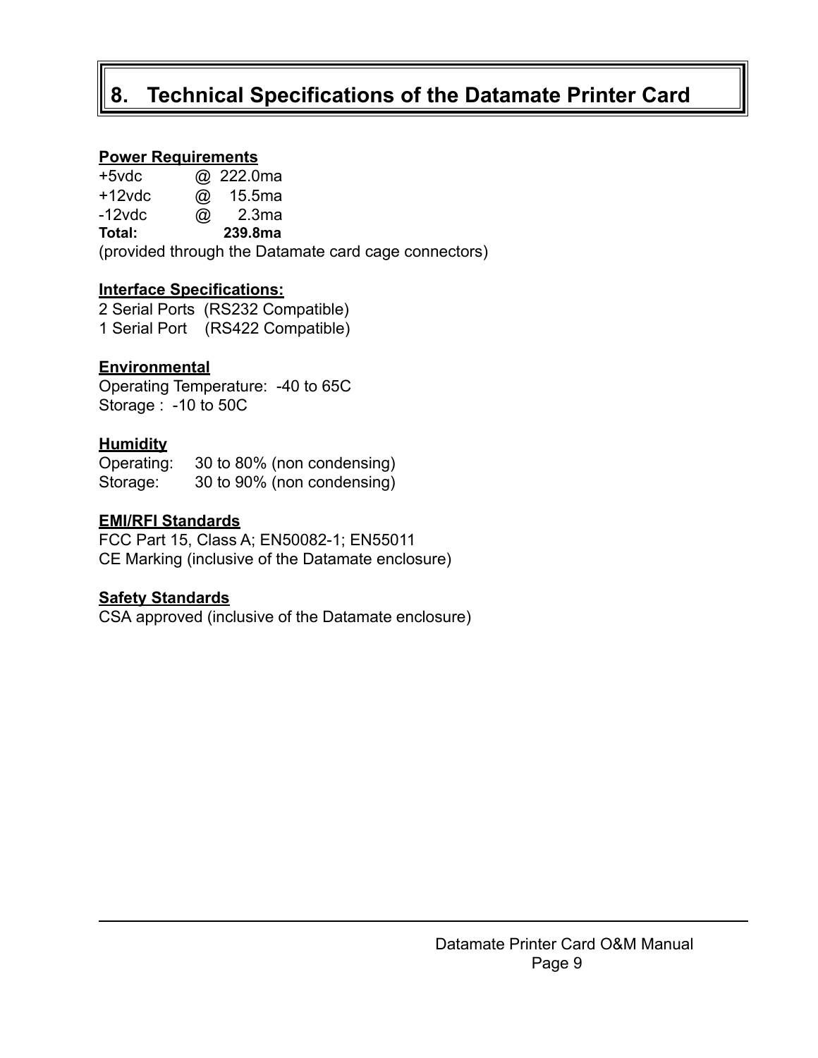# 8. Technical Specifications of the Datamate Printer Card

**Power Requirements**

+5vdc @ 222.0ma
+12vdc @ 15.5ma
-12vdc @ 2.3ma
**Total: 239.8ma**
(provided through the Datamate card cage connectors)

**Interface Specifications:**

2 Serial Ports (RS232 Compatible)
1 Serial Port (RS422 Compatible)

**Environmental**

Operating Temperature: -40 to 65C
Storage : -10 to 50C

**Humidity**

Operating: 30 to 80% (non condensing)
Storage: 30 to 90% (non condensing)

**EMI/RFI Standards**

FCC Part 15, Class A; EN50082-1; EN55011
CE Marking (inclusive of the Datamate enclosure)

**Safety Standards**

CSA approved (inclusive of the Datamate enclosure)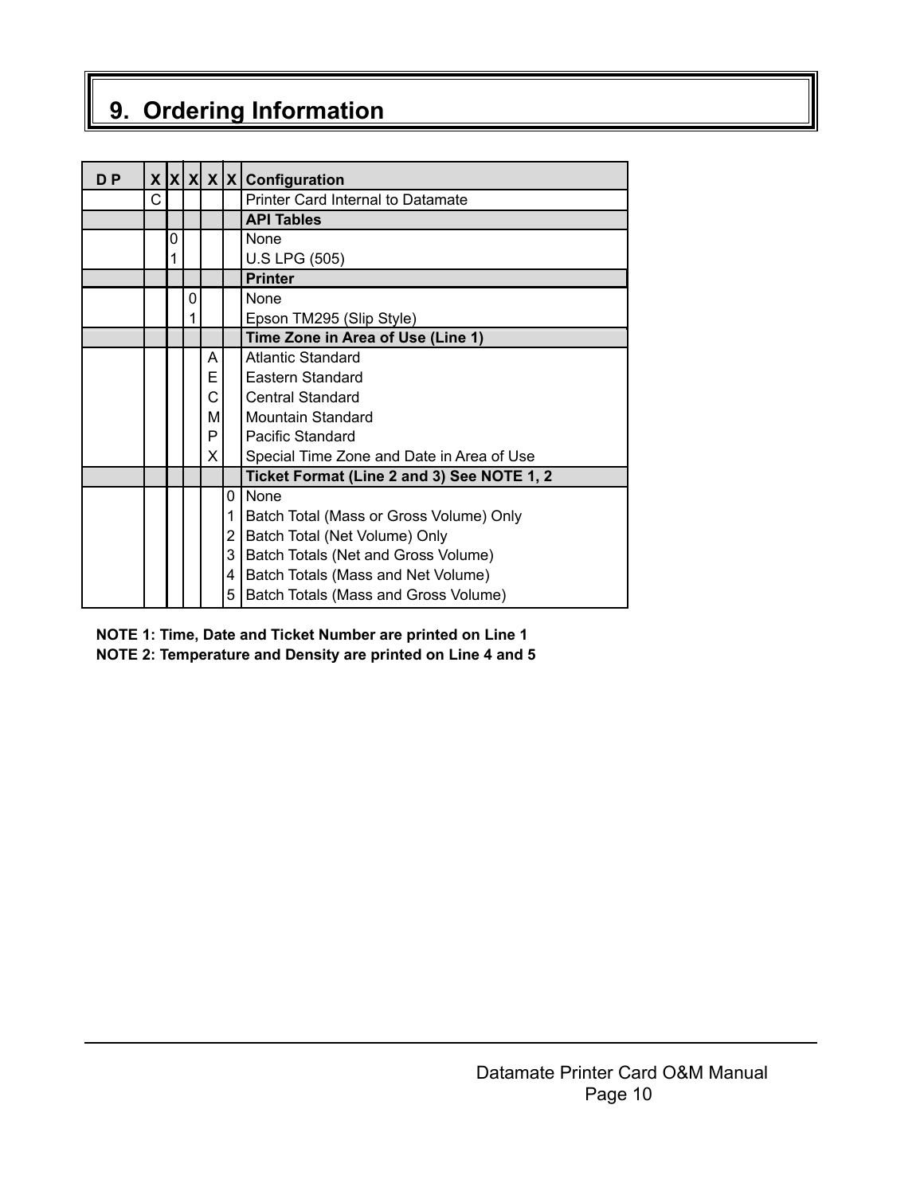# 9. Ordering Information

| D P | X | X | X | X | X | Configuration |
|---|---|---|---|---|---|---|
| | C | | | | | Printer Card Internal to Datamate |
| | | | | | | **API Tables** |
| | | 0 | | | | None |
| | | 1 | | | | U.S LPG (505) |
| | | | | | | **Printer** |
| | | | 0 | | | None |
| | | | 1 | | | Epson TM295 (Slip Style) |
| | | | | | | **Time Zone in Area of Use (Line 1)** |
| | | | | A | | Atlantic Standard |
| | | | | E | | Eastern Standard |
| | | | | C | | Central Standard |
| | | | | M | | Mountain Standard |
| | | | | P | | Pacific Standard |
| | | | | X | | Special Time Zone and Date in Area of Use |
| | | | | | | **Ticket Format (Line 2 and 3) See NOTE 1, 2** |
| | | | | | 0 | None |
| | | | | | 1 | Batch Total (Mass or Gross Volume) Only |
| | | | | | 2 | Batch Total (Net Volume) Only |
| | | | | | 3 | Batch Totals (Net and Gross Volume) |
| | | | | | 4 | Batch Totals (Mass and Net Volume) |
| | | | | | 5 | Batch Totals (Mass and Gross Volume) |

**NOTE 1: Time, Date and Ticket Number are printed on Line 1**
**NOTE 2: Temperature and Density are printed on Line 4 and 5**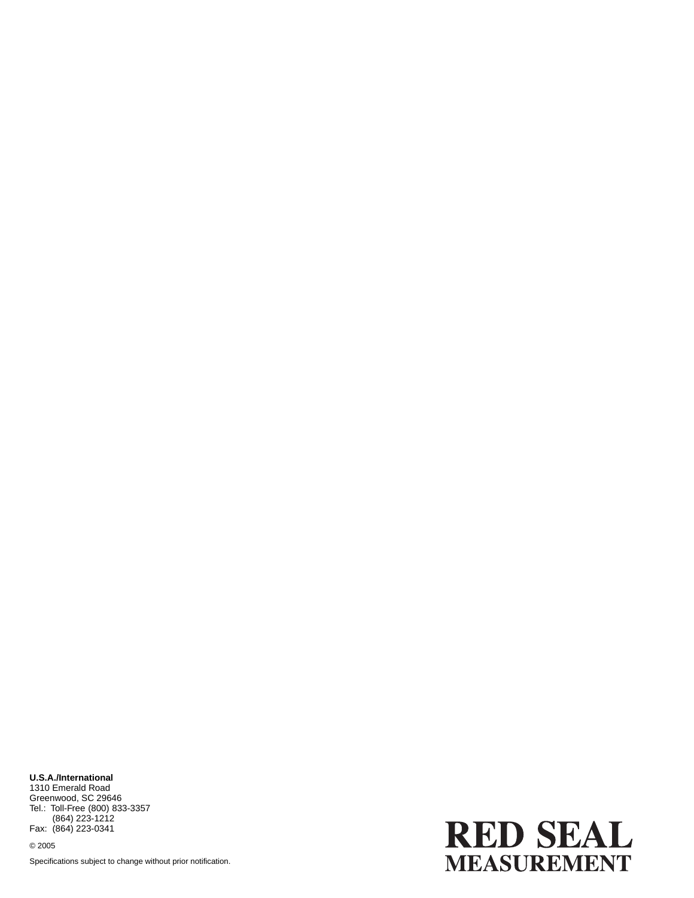**U.S.A./International**
1310 Emerald Road
Greenwood, SC 29646
Tel.: Toll-Free (800) 833-3357
(864) 223-1212
Fax: (864) 223-0341

© 2005

Specifications subject to change without prior notification.

**RED SEAL**
**MEASUREMENT**